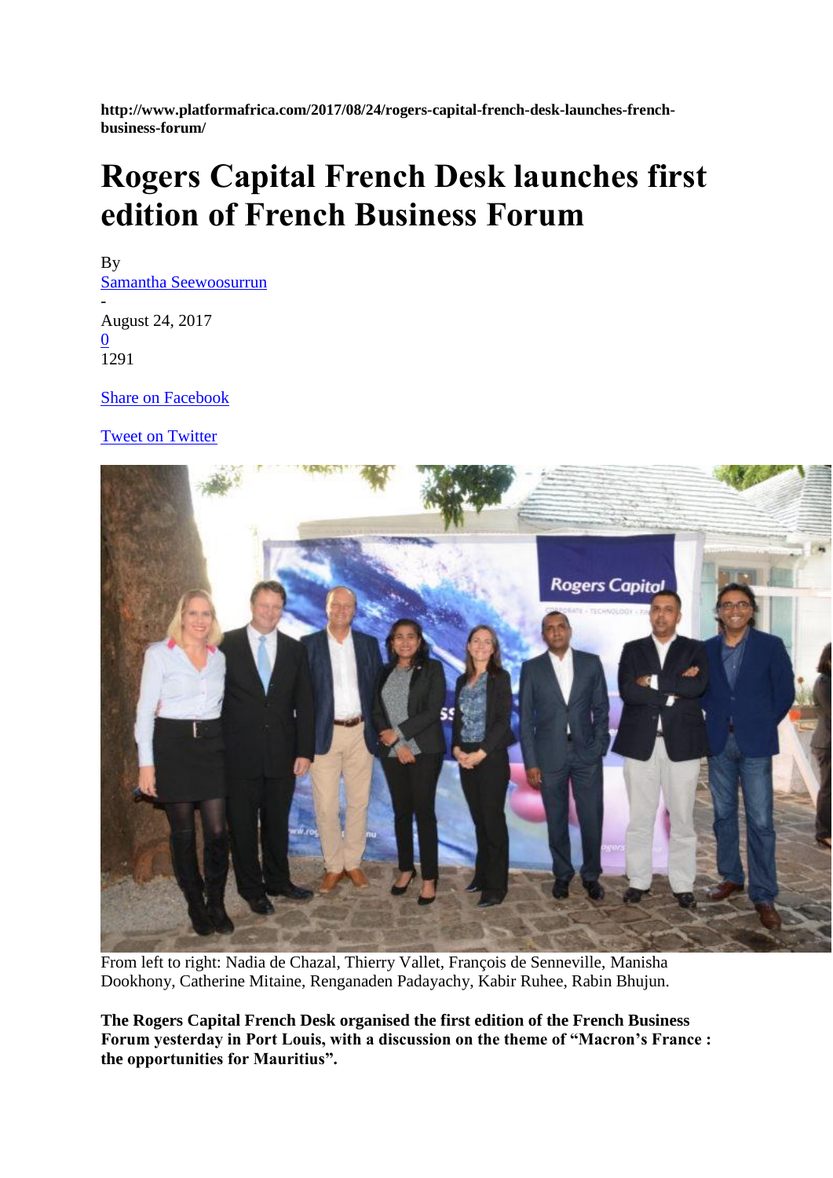**http://www.platformafrica.com/2017/08/24/rogers-capital-french-desk-launches-french-business-forum/**

# Rogers Capital French Desk launches first edition of French Business Forum

By
[Samantha Seewoosurrun]
-
August 24, 2017
[0]
1291

[Share on Facebook]

[Tweet on Twitter]

From left to right: Nadia de Chazal, Thierry Vallet, François de Senneville, Manisha Dookhony, Catherine Mitaine, Renganaden Padayachy, Kabir Ruhee, Rabin Bhujun.

**The Rogers Capital French Desk organised the first edition of the French Business Forum yesterday in Port Louis, with a discussion on the theme of "Macron's France : the opportunities for Mauritius".**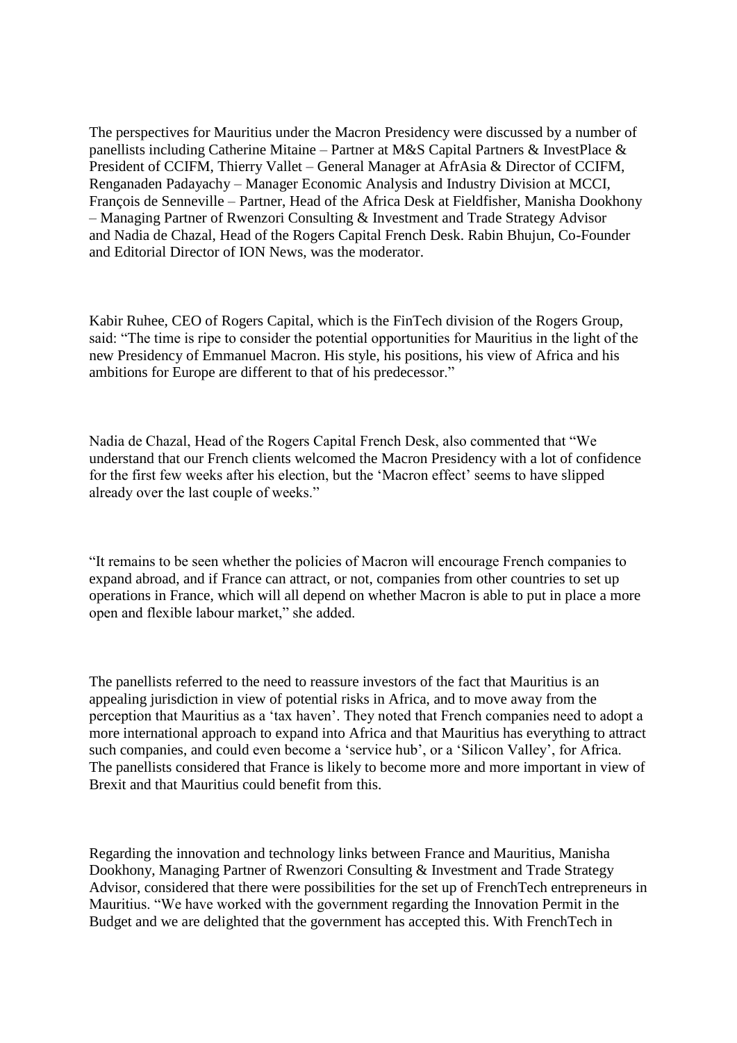The perspectives for Mauritius under the Macron Presidency were discussed by a number of panellists including Catherine Mitaine – Partner at M&S Capital Partners & InvestPlace & President of CCIFM, Thierry Vallet – General Manager at AfrAsia & Director of CCIFM, Renganaden Padayachy – Manager Economic Analysis and Industry Division at MCCI, François de Senneville – Partner, Head of the Africa Desk at Fieldfisher, Manisha Dookhony – Managing Partner of Rwenzori Consulting & Investment and Trade Strategy Advisor and Nadia de Chazal, Head of the Rogers Capital French Desk. Rabin Bhujun, Co-Founder and Editorial Director of ION News, was the moderator.

Kabir Ruhee, CEO of Rogers Capital, which is the FinTech division of the Rogers Group, said: "The time is ripe to consider the potential opportunities for Mauritius in the light of the new Presidency of Emmanuel Macron. His style, his positions, his view of Africa and his ambitions for Europe are different to that of his predecessor."

Nadia de Chazal, Head of the Rogers Capital French Desk, also commented that "We understand that our French clients welcomed the Macron Presidency with a lot of confidence for the first few weeks after his election, but the 'Macron effect' seems to have slipped already over the last couple of weeks."

"It remains to be seen whether the policies of Macron will encourage French companies to expand abroad, and if France can attract, or not, companies from other countries to set up operations in France, which will all depend on whether Macron is able to put in place a more open and flexible labour market," she added.

The panellists referred to the need to reassure investors of the fact that Mauritius is an appealing jurisdiction in view of potential risks in Africa, and to move away from the perception that Mauritius as a 'tax haven'. They noted that French companies need to adopt a more international approach to expand into Africa and that Mauritius has everything to attract such companies, and could even become a 'service hub', or a 'Silicon Valley', for Africa. The panellists considered that France is likely to become more and more important in view of Brexit and that Mauritius could benefit from this.

Regarding the innovation and technology links between France and Mauritius, Manisha Dookhony, Managing Partner of Rwenzori Consulting & Investment and Trade Strategy Advisor, considered that there were possibilities for the set up of FrenchTech entrepreneurs in Mauritius. "We have worked with the government regarding the Innovation Permit in the Budget and we are delighted that the government has accepted this. With FrenchTech in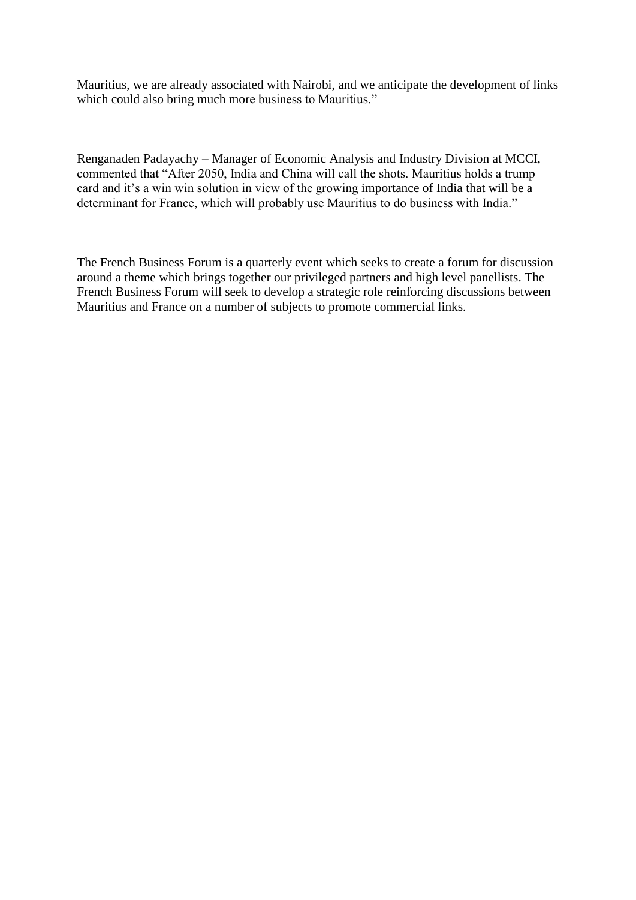Mauritius, we are already associated with Nairobi, and we anticipate the development of links which could also bring much more business to Mauritius."

Renganaden Padayachy – Manager of Economic Analysis and Industry Division at MCCI, commented that "After 2050, India and China will call the shots. Mauritius holds a trump card and it's a win win solution in view of the growing importance of India that will be a determinant for France, which will probably use Mauritius to do business with India."

The French Business Forum is a quarterly event which seeks to create a forum for discussion around a theme which brings together our privileged partners and high level panellists. The French Business Forum will seek to develop a strategic role reinforcing discussions between Mauritius and France on a number of subjects to promote commercial links.